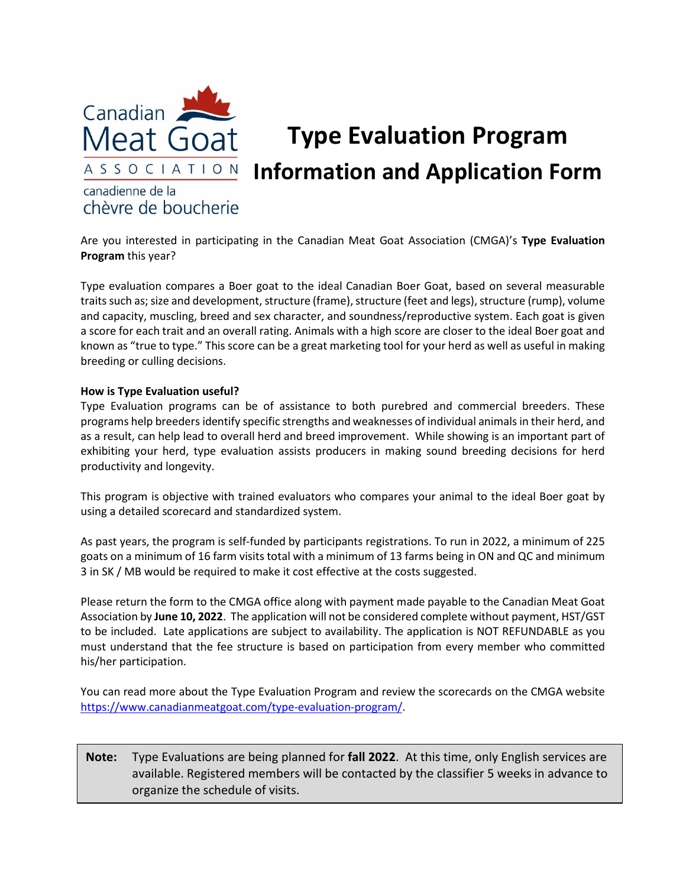Canadian Meat Goat ASSOCIATION canadienne de la chèvre de boucherie

# Type Evaluation Program Information and Application Form

Are you interested in participating in the Canadian Meat Goat Association (CMGA)'s **Type Evaluation Program** this year?

Type evaluation compares a Boer goat to the ideal Canadian Boer Goat, based on several measurable traits such as; size and development, structure (frame), structure (feet and legs), structure (rump), volume and capacity, muscling, breed and sex character, and soundness/reproductive system. Each goat is given a score for each trait and an overall rating. Animals with a high score are closer to the ideal Boer goat and known as "true to type." This score can be a great marketing tool for your herd as well as useful in making breeding or culling decisions.

**How is Type Evaluation useful?**

Type Evaluation programs can be of assistance to both purebred and commercial breeders. These programs help breeders identify specific strengths and weaknesses of individual animals in their herd, and as a result, can help lead to overall herd and breed improvement. While showing is an important part of exhibiting your herd, type evaluation assists producers in making sound breeding decisions for herd productivity and longevity.

This program is objective with trained evaluators who compares your animal to the ideal Boer goat by using a detailed scorecard and standardized system.

As past years, the program is self-funded by participants registrations. To run in 2022, a minimum of 225 goats on a minimum of 16 farm visits total with a minimum of 13 farms being in ON and QC and minimum 3 in SK / MB would be required to make it cost effective at the costs suggested.

Please return the form to the CMGA office along with payment made payable to the Canadian Meat Goat Association by **June 10, 2022**. The application will not be considered complete without payment, HST/GST to be included. Late applications are subject to availability. The application is NOT REFUNDABLE as you must understand that the fee structure is based on participation from every member who committed his/her participation.

You can read more about the Type Evaluation Program and review the scorecards on the CMGA website https://www.canadianmeatgoat.com/type-evaluation-program/.

**Note:** Type Evaluations are being planned for **fall 2022**. At this time, only English services are available. Registered members will be contacted by the classifier 5 weeks in advance to organize the schedule of visits.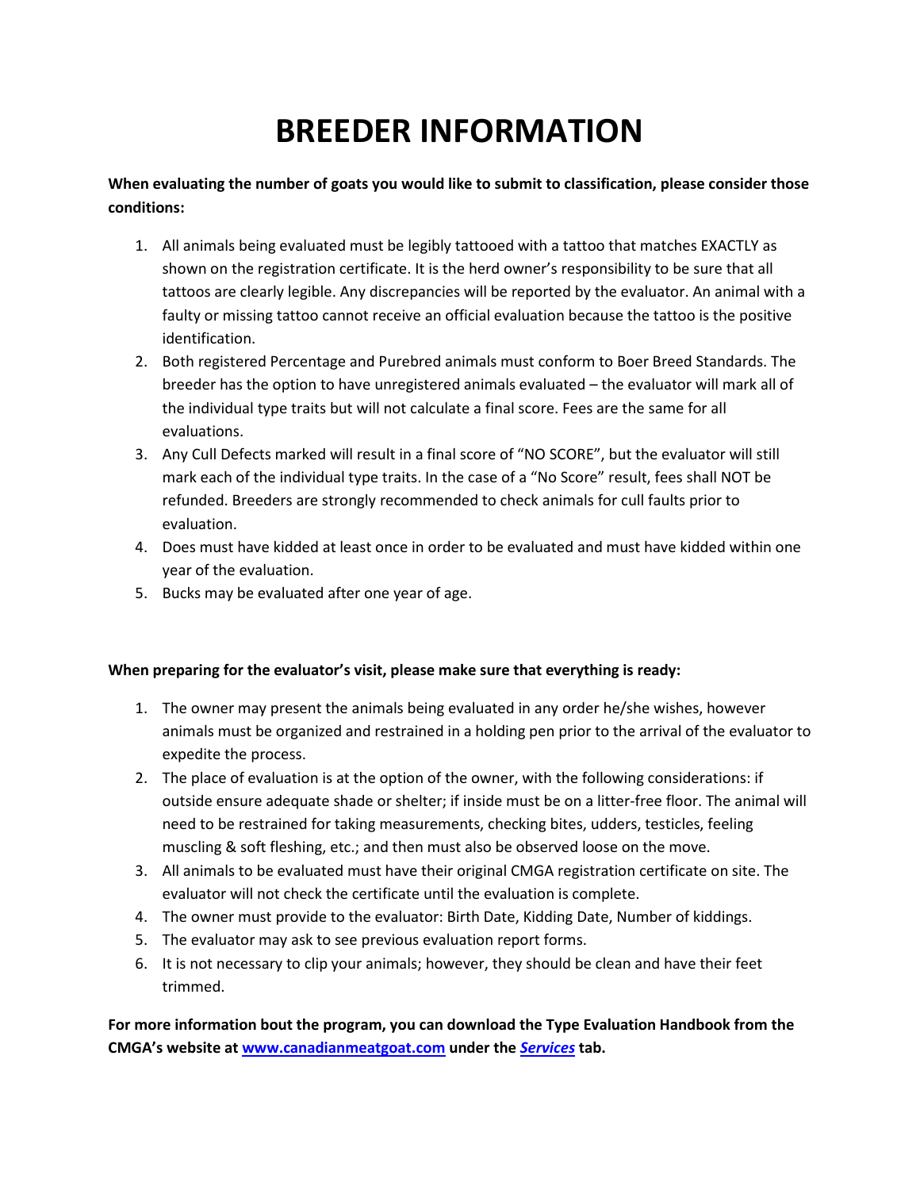# BREEDER INFORMATION

**When evaluating the number of goats you would like to submit to classification, please consider those conditions:**

1. All animals being evaluated must be legibly tattooed with a tattoo that matches EXACTLY as shown on the registration certificate. It is the herd owner's responsibility to be sure that all tattoos are clearly legible. Any discrepancies will be reported by the evaluator. An animal with a faulty or missing tattoo cannot receive an official evaluation because the tattoo is the positive identification.
2. Both registered Percentage and Purebred animals must conform to Boer Breed Standards. The breeder has the option to have unregistered animals evaluated – the evaluator will mark all of the individual type traits but will not calculate a final score. Fees are the same for all evaluations.
3. Any Cull Defects marked will result in a final score of "NO SCORE", but the evaluator will still mark each of the individual type traits. In the case of a "No Score" result, fees shall NOT be refunded. Breeders are strongly recommended to check animals for cull faults prior to evaluation.
4. Does must have kidded at least once in order to be evaluated and must have kidded within one year of the evaluation.
5. Bucks may be evaluated after one year of age.

**When preparing for the evaluator's visit, please make sure that everything is ready:**

1. The owner may present the animals being evaluated in any order he/she wishes, however animals must be organized and restrained in a holding pen prior to the arrival of the evaluator to expedite the process.
2. The place of evaluation is at the option of the owner, with the following considerations: if outside ensure adequate shade or shelter; if inside must be on a litter-free floor. The animal will need to be restrained for taking measurements, checking bites, udders, testicles, feeling muscling & soft fleshing, etc.; and then must also be observed loose on the move.
3. All animals to be evaluated must have their original CMGA registration certificate on site. The evaluator will not check the certificate until the evaluation is complete.
4. The owner must provide to the evaluator: Birth Date, Kidding Date, Number of kiddings.
5. The evaluator may ask to see previous evaluation report forms.
6. It is not necessary to clip your animals; however, they should be clean and have their feet trimmed.

**For more information bout the program, you can download the Type Evaluation Handbook from the CMGA's website at [www.canadianmeatgoat.com](http://www.canadianmeatgoat.com) under the *Services* tab.**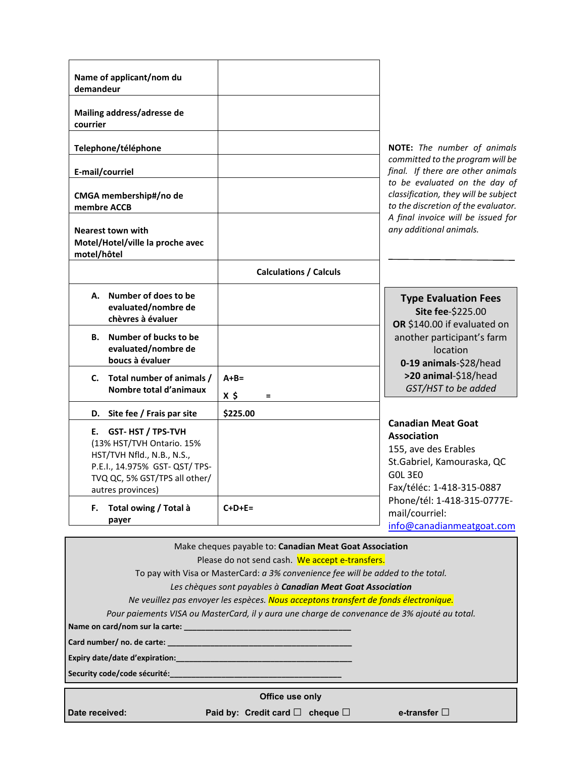| | |
|---|---|
| Name of applicant/nom du demandeur | |
| Mailing address/adresse de courrier | |
| Telephone/téléphone | |
| E-mail/courriel | |
| CMGA membership#/no de membre ACCB | |
| Nearest town with Motel/Hotel/ville la proche avec motel/hôtel | |
| | **Calculations / Calculs** |
| **A. Number of does to be evaluated/nombre de chèvres à évaluer** | |
| **B. Number of bucks to be evaluated/nombre de boucs à évaluer** | |
| **C. Total number of animals / Nombre total d'animaux** | A+B= <br> X $ = |
| **D. Site fee / Frais par site** | **$225.00** |
| **E. GST- HST / TPS-TVH** (13% HST/TVH Ontario. 15% HST/TVH Nfld., N.B., N.S., P.E.I., 14.975% GST- QST/ TPS-TVQ QC, 5% GST/TPS all other/ autres provinces) | |
| **F. Total owing / Total à payer** | C+D+E= |

**NOTE:** *The number of animals committed to the program will be final. If there are other animals to be evaluated on the day of classification, they will be subject to the discretion of the evaluator. A final invoice will be issued for any additional animals.*

**Type Evaluation Fees**
**Site fee**-$225.00
**OR** $140.00 if evaluated on another participant's farm location
**0-19 animals**-$28/head
**>20 animal**-$18/head
*GST/HST to be added*

**Canadian Meat Goat Association**
155, ave des Erables
St.Gabriel, Kamouraska, QC
G0L 3E0
Fax/téléc: 1-418-315-0887
Phone/tél: 1-418-315-0777E-mail/courriel: info@canadianmeatgoat.com

Make cheques payable to: **Canadian Meat Goat Association**
Please do not send cash. We accept e-transfers.
To pay with Visa or MasterCard: *a 3% convenience fee will be added to the total.*
*Les chèques sont payables à* ***Canadian Meat Goat Association***
*Ne veuillez pas envoyer les espèces. Nous acceptons transfert de fonds électronique.*
*Pour paiements VISA ou MasterCard, il y aura une charge de convenance de 3% ajouté au total.*

**Name on card/nom sur la carte:** ______________________________________
**Card number/ no. de carte:** __________________________________________
**Expiry date/date d'expiration:**_________________________________________
**Security code/code sécurité:**________________________________________

**Office use only**

**Date received:** **Paid by: Credit card** ☐ **cheque** ☐ **e-transfer** ☐